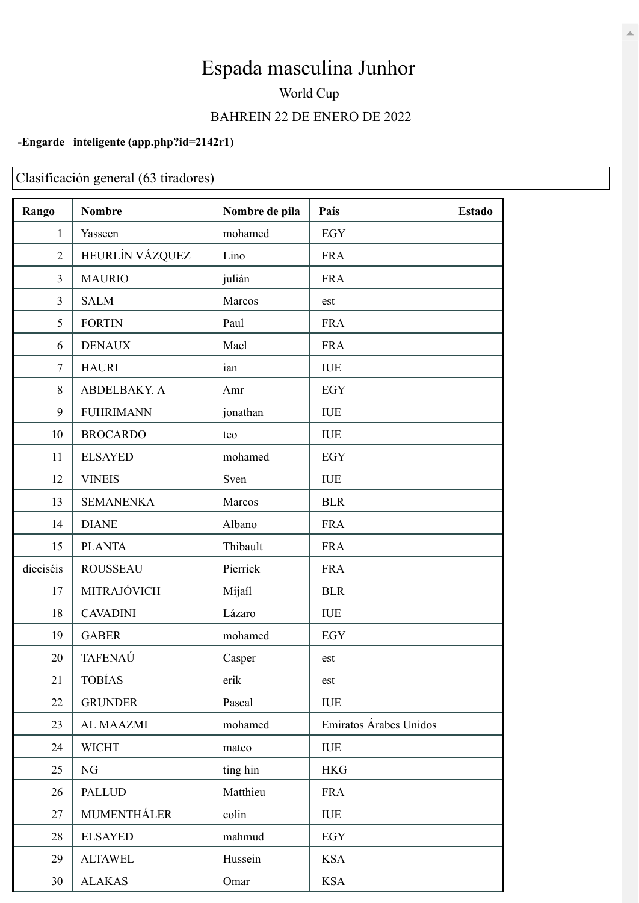# Espada masculina Junhor

World Cup

BAHREIN 22 DE ENERO DE 2022

**-Engarde inteligente (app.php?id=2142r1)**

Clasificación general (63 tiradores)

| Rango | Nombre | Nombre de pila | País | Estado |
|---|---|---|---|---|
| 1 | Yasseen | mohamed | EGY | |
| 2 | HEURLÍN VÁZQUEZ | Lino | FRA | |
| 3 | MAURIO | julián | FRA | |
| 3 | SALM | Marcos | est | |
| 5 | FORTIN | Paul | FRA | |
| 6 | DENAUX | Mael | FRA | |
| 7 | HAURI | ian | IUE | |
| 8 | ABDELBAKY. A | Amr | EGY | |
| 9 | FUHRIMANN | jonathan | IUE | |
| 10 | BROCARDO | teo | IUE | |
| 11 | ELSAYED | mohamed | EGY | |
| 12 | VINEIS | Sven | IUE | |
| 13 | SEMANENKA | Marcos | BLR | |
| 14 | DIANE | Albano | FRA | |
| 15 | PLANTA | Thibault | FRA | |
| dieciséis | ROUSSEAU | Pierrick | FRA | |
| 17 | MITRAJÓVICH | Mijaíl | BLR | |
| 18 | CAVADINI | Lázaro | IUE | |
| 19 | GABER | mohamed | EGY | |
| 20 | TAFENAÚ | Casper | est | |
| 21 | TOBÍAS | erik | est | |
| 22 | GRUNDER | Pascal | IUE | |
| 23 | AL MAAZMI | mohamed | Emiratos Árabes Unidos | |
| 24 | WICHT | mateo | IUE | |
| 25 | NG | ting hin | HKG | |
| 26 | PALLUD | Matthieu | FRA | |
| 27 | MUMENTHÁLER | colin | IUE | |
| 28 | ELSAYED | mahmud | EGY | |
| 29 | ALTAWEL | Hussein | KSA | |
| 30 | ALAKAS | Omar | KSA | |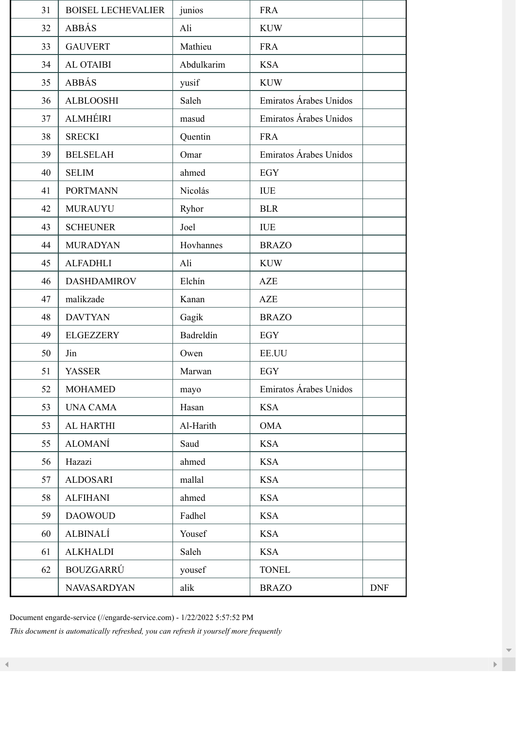| | | | | |
|---|---|---|---|---|
| 31 | BOISEL LECHEVALIER | junios | FRA | |
| 32 | ABBÁS | Ali | KUW | |
| 33 | GAUVERT | Mathieu | FRA | |
| 34 | AL OTAIBI | Abdulkarim | KSA | |
| 35 | ABBÁS | yusif | KUW | |
| 36 | ALBLOOSHI | Saleh | Emiratos Árabes Unidos | |
| 37 | ALMHÉIRI | masud | Emiratos Árabes Unidos | |
| 38 | SRECKI | Quentin | FRA | |
| 39 | BELSELAH | Omar | Emiratos Árabes Unidos | |
| 40 | SELIM | ahmed | EGY | |
| 41 | PORTMANN | Nicolás | IUE | |
| 42 | MURAUYU | Ryhor | BLR | |
| 43 | SCHEUNER | Joel | IUE | |
| 44 | MURADYAN | Hovhannes | BRAZO | |
| 45 | ALFADHLI | Ali | KUW | |
| 46 | DASHDAMIROV | Elchín | AZE | |
| 47 | malikzade | Kanan | AZE | |
| 48 | DAVTYAN | Gagik | BRAZO | |
| 49 | ELGEZZERY | Badreldín | EGY | |
| 50 | Jin | Owen | EE.UU | |
| 51 | YASSER | Marwan | EGY | |
| 52 | MOHAMED | mayo | Emiratos Árabes Unidos | |
| 53 | UNA CAMA | Hasan | KSA | |
| 53 | AL HARTHI | Al-Harith | OMA | |
| 55 | ALOMANÍ | Saud | KSA | |
| 56 | Hazazi | ahmed | KSA | |
| 57 | ALDOSARI | mallal | KSA | |
| 58 | ALFIHANI | ahmed | KSA | |
| 59 | DAOWOUD | Fadhel | KSA | |
| 60 | ALBINALÍ | Yousef | KSA | |
| 61 | ALKHALDI | Saleh | KSA | |
| 62 | BOUZGARRÚ | yousef | TONEL | |
| | NAVASARDYAN | alik | BRAZO | DNF |

Document engarde-service (//engarde-service.com) - 1/22/2022 5:57:52 PM

*This document is automatically refreshed, you can refresh it yourself more frequently*